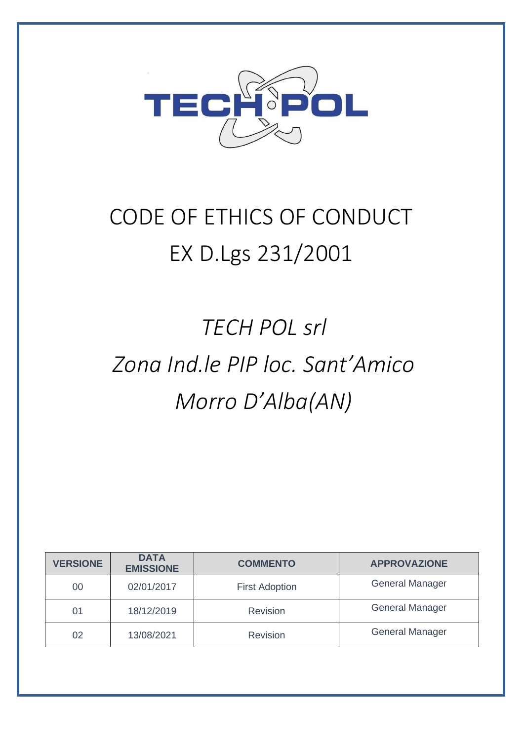TECH POL

# CODE OF ETHICS OF CONDUCT
# EX D.Lgs 231/2001

## *TECH POL srl*
## *Zona Ind.le PIP loc. Sant'Amico*
## *Morro D'Alba(AN)*

| VERSIONE | DATA EMISSIONE | COMMENTO | APPROVAZIONE |
|---|---|---|---|
| 00 | 02/01/2017 | First Adoption | General Manager |
| 01 | 18/12/2019 | Revision | General Manager |
| 02 | 13/08/2021 | Revision | General Manager |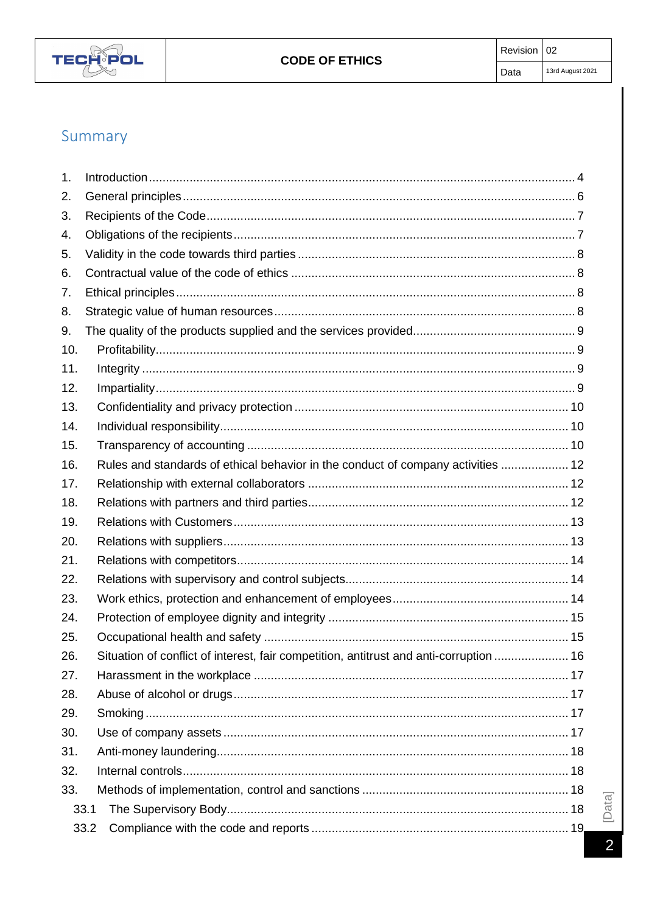## Summary

1. Introduction .... 4
2. General principles .... 6
3. Recipients of the Code .... 7
4. Obligations of the recipients .... 7
5. Validity in the code towards third parties .... 8
6. Contractual value of the code of ethics .... 8
7. Ethical principles .... 8
8. Strategic value of human resources .... 8
9. The quality of the products supplied and the services provided .... 9
10. Profitability .... 9
11. Integrity .... 9
12. Impartiality .... 9
13. Confidentiality and privacy protection .... 10
14. Individual responsibility .... 10
15. Transparency of accounting .... 10
16. Rules and standards of ethical behavior in the conduct of company activities .... 12
17. Relationship with external collaborators .... 12
18. Relations with partners and third parties .... 12
19. Relations with Customers .... 13
20. Relations with suppliers .... 13
21. Relations with competitors .... 14
22. Relations with supervisory and control subjects .... 14
23. Work ethics, protection and enhancement of employees .... 14
24. Protection of employee dignity and integrity .... 15
25. Occupational health and safety .... 15
26. Situation of conflict of interest, fair competition, antitrust and anti-corruption .... 16
27. Harassment in the workplace .... 17
28. Abuse of alcohol or drugs .... 17
29. Smoking .... 17
30. Use of company assets .... 17
31. Anti-money laundering .... 18
32. Internal controls .... 18
33. Methods of implementation, control and sanctions .... 18
    - 33.1 The Supervisory Body .... 18
    - 33.2 Compliance with the code and reports .... 19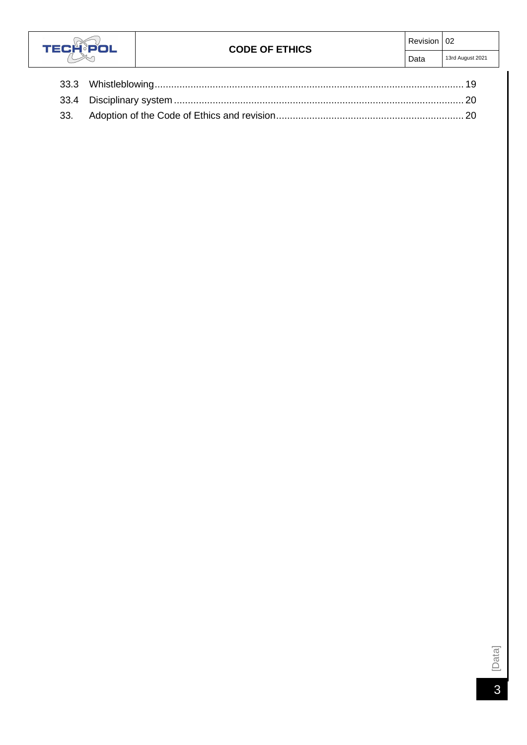| | | |
|---|---|---|
| 33.3 | Whistleblowing | 19 |
| 33.4 | Disciplinary system | 20 |
| 33. | Adoption of the Code of Ethics and revision | 20 |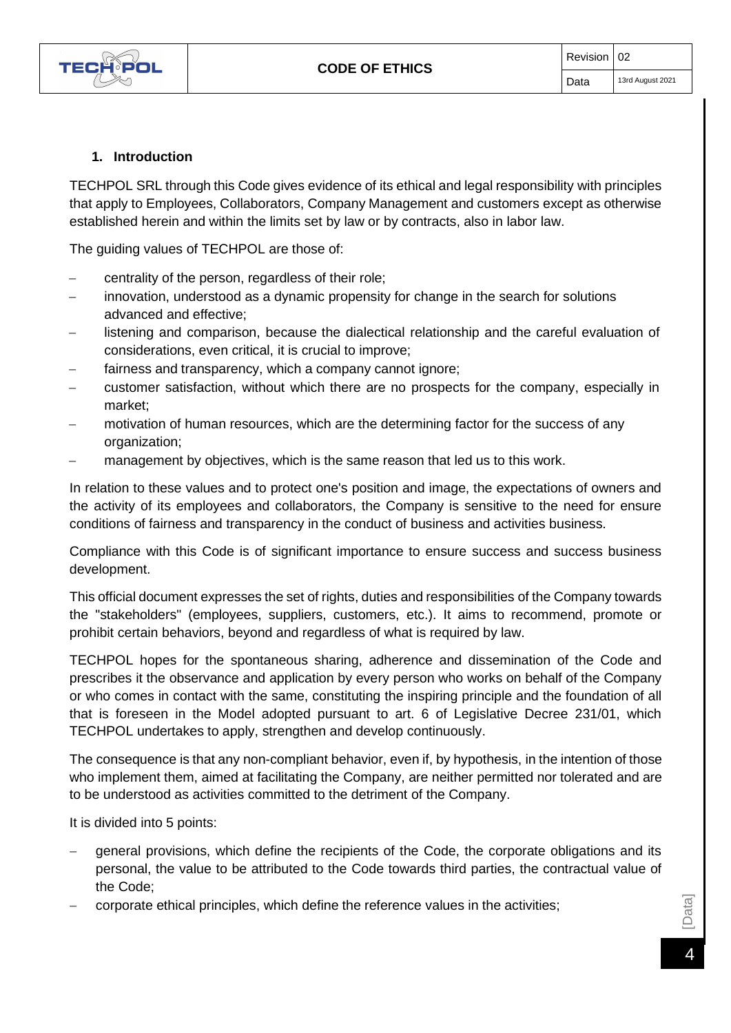## 1. Introduction

TECHPOL SRL through this Code gives evidence of its ethical and legal responsibility with principles that apply to Employees, Collaborators, Company Management and customers except as otherwise established herein and within the limits set by law or by contracts, also in labor law.

The guiding values of TECHPOL are those of:

- centrality of the person, regardless of their role;
- innovation, understood as a dynamic propensity for change in the search for solutions advanced and effective;
- listening and comparison, because the dialectical relationship and the careful evaluation of considerations, even critical, it is crucial to improve;
- fairness and transparency, which a company cannot ignore;
- customer satisfaction, without which there are no prospects for the company, especially in market;
- motivation of human resources, which are the determining factor for the success of any organization;
- management by objectives, which is the same reason that led us to this work.

In relation to these values and to protect one's position and image, the expectations of owners and the activity of its employees and collaborators, the Company is sensitive to the need for ensure conditions of fairness and transparency in the conduct of business and activities business.

Compliance with this Code is of significant importance to ensure success and success business development.

This official document expresses the set of rights, duties and responsibilities of the Company towards the "stakeholders" (employees, suppliers, customers, etc.). It aims to recommend, promote or prohibit certain behaviors, beyond and regardless of what is required by law.

TECHPOL hopes for the spontaneous sharing, adherence and dissemination of the Code and prescribes it the observance and application by every person who works on behalf of the Company or who comes in contact with the same, constituting the inspiring principle and the foundation of all that is foreseen in the Model adopted pursuant to art. 6 of Legislative Decree 231/01, which TECHPOL undertakes to apply, strengthen and develop continuously.

The consequence is that any non-compliant behavior, even if, by hypothesis, in the intention of those who implement them, aimed at facilitating the Company, are neither permitted nor tolerated and are to be understood as activities committed to the detriment of the Company.

It is divided into 5 points:

- general provisions, which define the recipients of the Code, the corporate obligations and its personal, the value to be attributed to the Code towards third parties, the contractual value of the Code;
- corporate ethical principles, which define the reference values in the activities;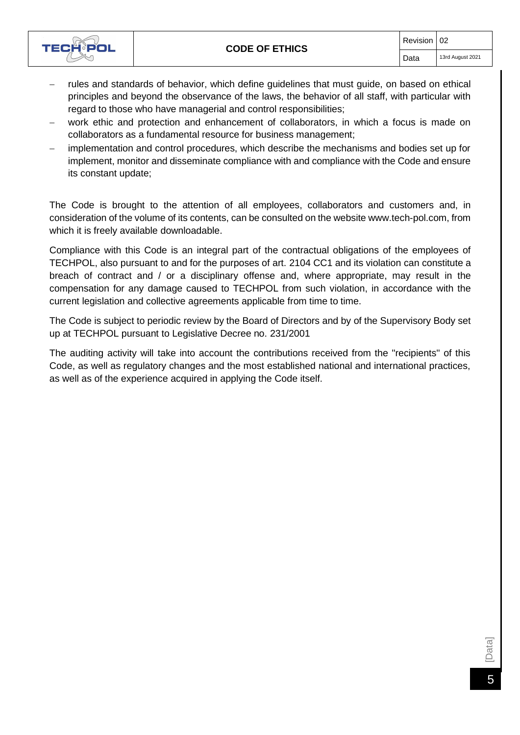- rules and standards of behavior, which define guidelines that must guide, on based on ethical principles and beyond the observance of the laws, the behavior of all staff, with particular with regard to those who have managerial and control responsibilities;
- work ethic and protection and enhancement of collaborators, in which a focus is made on collaborators as a fundamental resource for business management;
- implementation and control procedures, which describe the mechanisms and bodies set up for implement, monitor and disseminate compliance with and compliance with the Code and ensure its constant update;

The Code is brought to the attention of all employees, collaborators and customers and, in consideration of the volume of its contents, can be consulted on the website www.tech-pol.com, from which it is freely available downloadable.

Compliance with this Code is an integral part of the contractual obligations of the employees of TECHPOL, also pursuant to and for the purposes of art. 2104 CC1 and its violation can constitute a breach of contract and / or a disciplinary offense and, where appropriate, may result in the compensation for any damage caused to TECHPOL from such violation, in accordance with the current legislation and collective agreements applicable from time to time.

The Code is subject to periodic review by the Board of Directors and by of the Supervisory Body set up at TECHPOL pursuant to Legislative Decree no. 231/2001

The auditing activity will take into account the contributions received from the "recipients" of this Code, as well as regulatory changes and the most established national and international practices, as well as of the experience acquired in applying the Code itself.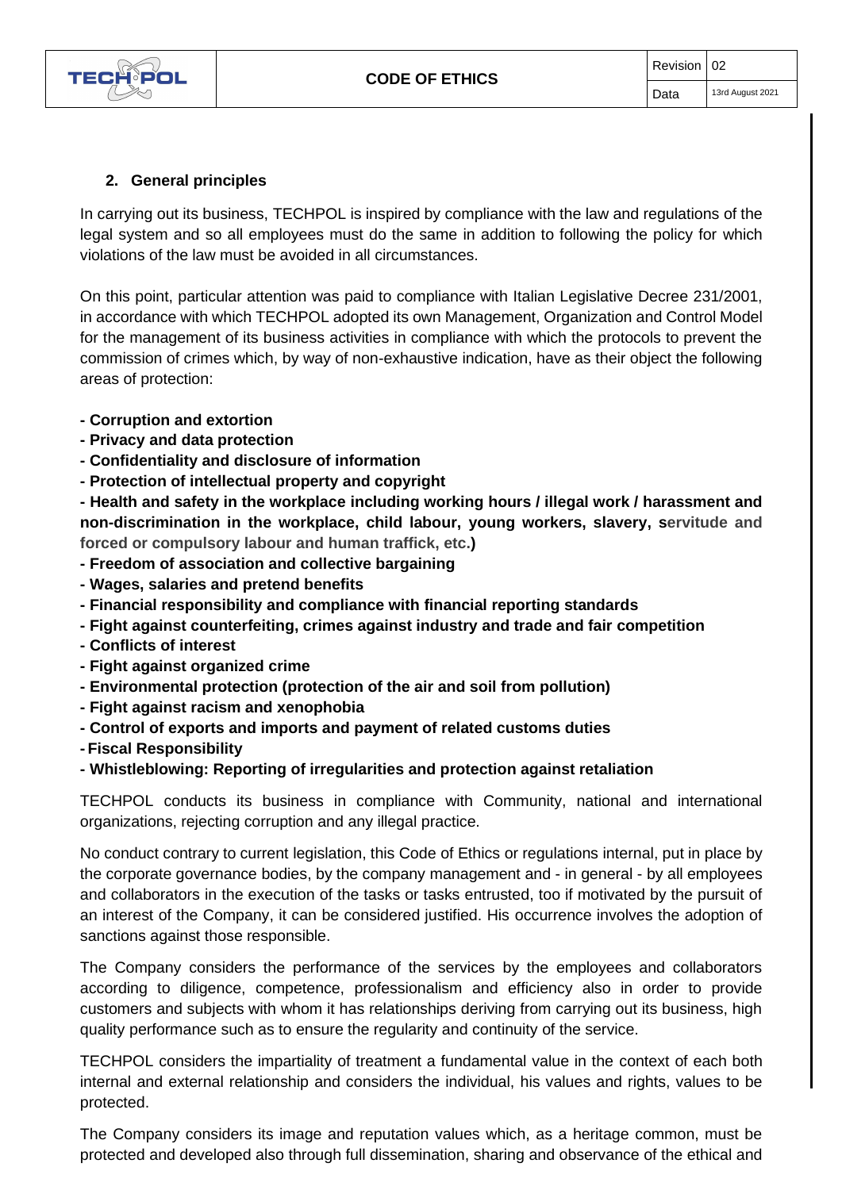## 2. General principles

In carrying out its business, TECHPOL is inspired by compliance with the law and regulations of the legal system and so all employees must do the same in addition to following the policy for which violations of the law must be avoided in all circumstances.

On this point, particular attention was paid to compliance with Italian Legislative Decree 231/2001, in accordance with which TECHPOL adopted its own Management, Organization and Control Model for the management of its business activities in compliance with which the protocols to prevent the commission of crimes which, by way of non-exhaustive indication, have as their object the following areas of protection:

**- Corruption and extortion**
**- Privacy and data protection**
**- Confidentiality and disclosure of information**
**- Protection of intellectual property and copyright**
**- Health and safety in the workplace including working hours / illegal work / harassment and non-discrimination in the workplace, child labour, young workers, slavery, servitude and forced or compulsory labour and human traffick, etc.)**
**- Freedom of association and collective bargaining**
**- Wages, salaries and pretend benefits**
**- Financial responsibility and compliance with financial reporting standards**
**- Fight against counterfeiting, crimes against industry and trade and fair competition**
**- Conflicts of interest**
**- Fight against organized crime**
**- Environmental protection (protection of the air and soil from pollution)**
**- Fight against racism and xenophobia**
**- Control of exports and imports and payment of related customs duties**
**- Fiscal Responsibility**
**- Whistleblowing: Reporting of irregularities and protection against retaliation**

TECHPOL conducts its business in compliance with Community, national and international organizations, rejecting corruption and any illegal practice.

No conduct contrary to current legislation, this Code of Ethics or regulations internal, put in place by the corporate governance bodies, by the company management and - in general - by all employees and collaborators in the execution of the tasks or tasks entrusted, too if motivated by the pursuit of an interest of the Company, it can be considered justified. His occurrence involves the adoption of sanctions against those responsible.

The Company considers the performance of the services by the employees and collaborators according to diligence, competence, professionalism and efficiency also in order to provide customers and subjects with whom it has relationships deriving from carrying out its business, high quality performance such as to ensure the regularity and continuity of the service.

TECHPOL considers the impartiality of treatment a fundamental value in the context of each both internal and external relationship and considers the individual, his values and rights, values to be protected.

The Company considers its image and reputation values which, as a heritage common, must be protected and developed also through full dissemination, sharing and observance of the ethical and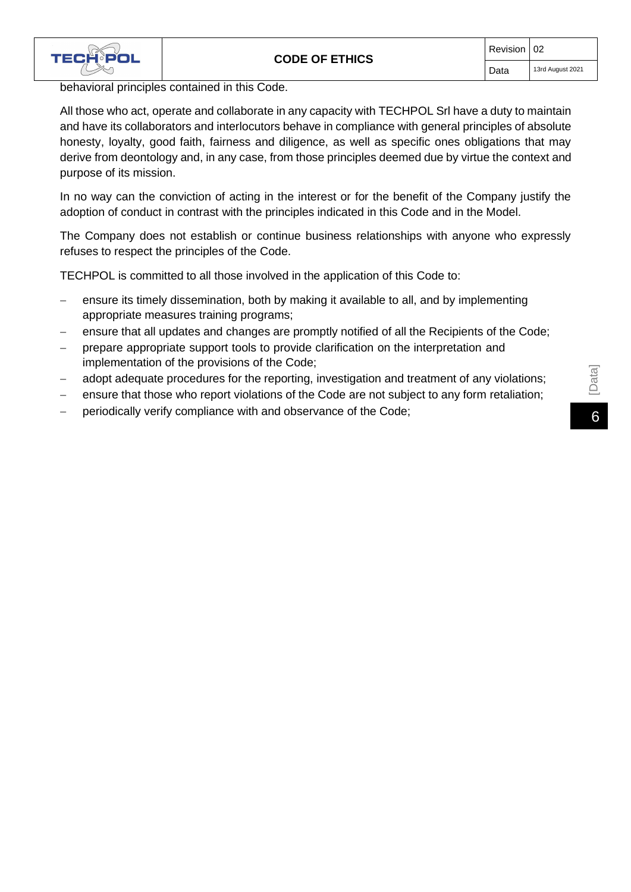behavioral principles contained in this Code.

All those who act, operate and collaborate in any capacity with TECHPOL Srl have a duty to maintain and have its collaborators and interlocutors behave in compliance with general principles of absolute honesty, loyalty, good faith, fairness and diligence, as well as specific ones obligations that may derive from deontology and, in any case, from those principles deemed due by virtue the context and purpose of its mission.

In no way can the conviction of acting in the interest or for the benefit of the Company justify the adoption of conduct in contrast with the principles indicated in this Code and in the Model.

The Company does not establish or continue business relationships with anyone who expressly refuses to respect the principles of the Code.

TECHPOL is committed to all those involved in the application of this Code to:

- ensure its timely dissemination, both by making it available to all, and by implementing appropriate measures training programs;
- ensure that all updates and changes are promptly notified of all the Recipients of the Code;
- prepare appropriate support tools to provide clarification on the interpretation and implementation of the provisions of the Code;
- adopt adequate procedures for the reporting, investigation and treatment of any violations;
- ensure that those who report violations of the Code are not subject to any form retaliation;
- periodically verify compliance with and observance of the Code;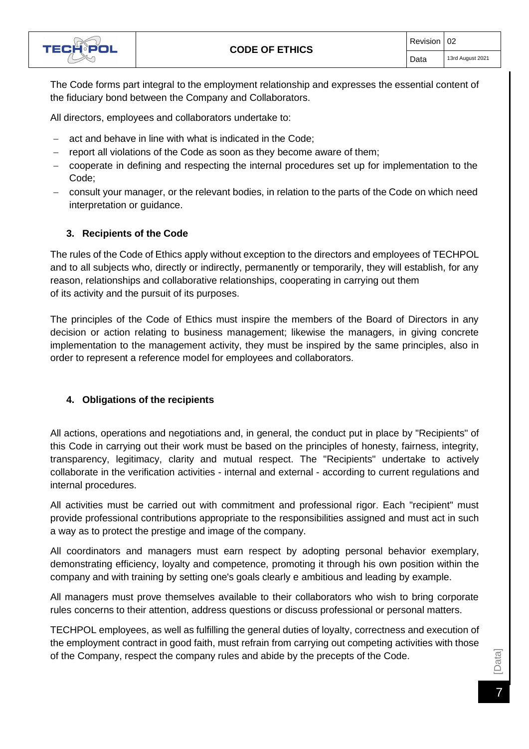The Code forms part integral to the employment relationship and expresses the essential content of the fiduciary bond between the Company and Collaborators.

All directors, employees and collaborators undertake to:

- act and behave in line with what is indicated in the Code;
- report all violations of the Code as soon as they become aware of them;
- cooperate in defining and respecting the internal procedures set up for implementation to the Code;
- consult your manager, or the relevant bodies, in relation to the parts of the Code on which need interpretation or guidance.

### 3. Recipients of the Code

The rules of the Code of Ethics apply without exception to the directors and employees of TECHPOL and to all subjects who, directly or indirectly, permanently or temporarily, they will establish, for any reason, relationships and collaborative relationships, cooperating in carrying out them of its activity and the pursuit of its purposes.

The principles of the Code of Ethics must inspire the members of the Board of Directors in any decision or action relating to business management; likewise the managers, in giving concrete implementation to the management activity, they must be inspired by the same principles, also in order to represent a reference model for employees and collaborators.

### 4. Obligations of the recipients

All actions, operations and negotiations and, in general, the conduct put in place by "Recipients" of this Code in carrying out their work must be based on the principles of honesty, fairness, integrity, transparency, legitimacy, clarity and mutual respect. The "Recipients" undertake to actively collaborate in the verification activities - internal and external - according to current regulations and internal procedures.

All activities must be carried out with commitment and professional rigor. Each "recipient" must provide professional contributions appropriate to the responsibilities assigned and must act in such a way as to protect the prestige and image of the company.

All coordinators and managers must earn respect by adopting personal behavior exemplary, demonstrating efficiency, loyalty and competence, promoting it through his own position within the company and with training by setting one's goals clearly e ambitious and leading by example.

All managers must prove themselves available to their collaborators who wish to bring corporate rules concerns to their attention, address questions or discuss professional or personal matters.

TECHPOL employees, as well as fulfilling the general duties of loyalty, correctness and execution of the employment contract in good faith, must refrain from carrying out competing activities with those of the Company, respect the company rules and abide by the precepts of the Code.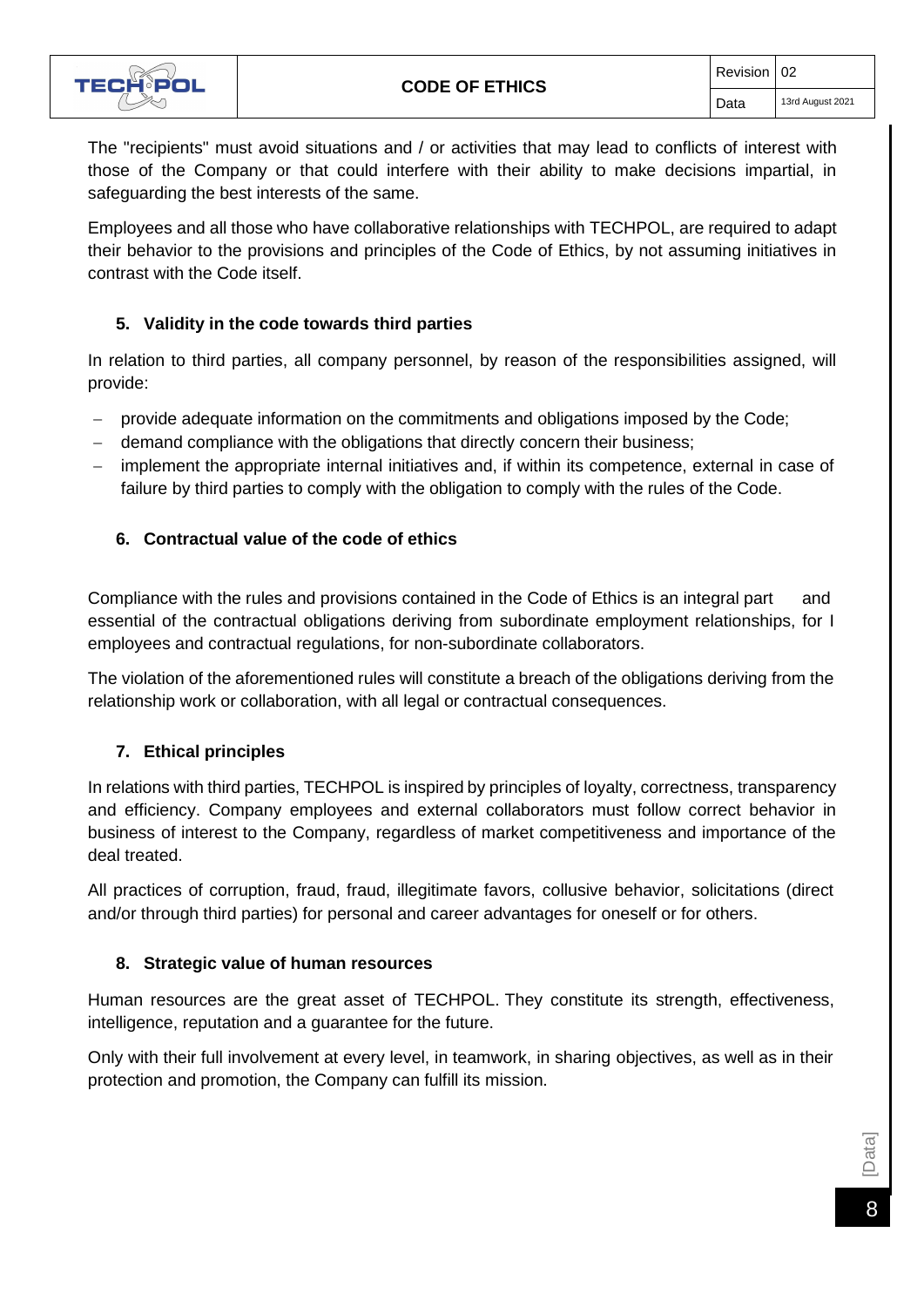The "recipients" must avoid situations and / or activities that may lead to conflicts of interest with those of the Company or that could interfere with their ability to make decisions impartial, in safeguarding the best interests of the same.

Employees and all those who have collaborative relationships with TECHPOL, are required to adapt their behavior to the provisions and principles of the Code of Ethics, by not assuming initiatives in contrast with the Code itself.

### 5. Validity in the code towards third parties

In relation to third parties, all company personnel, by reason of the responsibilities assigned, will provide:

- provide adequate information on the commitments and obligations imposed by the Code;
- demand compliance with the obligations that directly concern their business;
- implement the appropriate internal initiatives and, if within its competence, external in case of failure by third parties to comply with the obligation to comply with the rules of the Code.

### 6. Contractual value of the code of ethics

Compliance with the rules and provisions contained in the Code of Ethics is an integral part and essential of the contractual obligations deriving from subordinate employment relationships, for I employees and contractual regulations, for non-subordinate collaborators.

The violation of the aforementioned rules will constitute a breach of the obligations deriving from the relationship work or collaboration, with all legal or contractual consequences.

### 7. Ethical principles

In relations with third parties, TECHPOL is inspired by principles of loyalty, correctness, transparency and efficiency. Company employees and external collaborators must follow correct behavior in business of interest to the Company, regardless of market competitiveness and importance of the deal treated.

All practices of corruption, fraud, fraud, illegitimate favors, collusive behavior, solicitations (direct and/or through third parties) for personal and career advantages for oneself or for others.

### 8. Strategic value of human resources

Human resources are the great asset of TECHPOL. They constitute its strength, effectiveness, intelligence, reputation and a guarantee for the future.

Only with their full involvement at every level, in teamwork, in sharing objectives, as well as in their protection and promotion, the Company can fulfill its mission.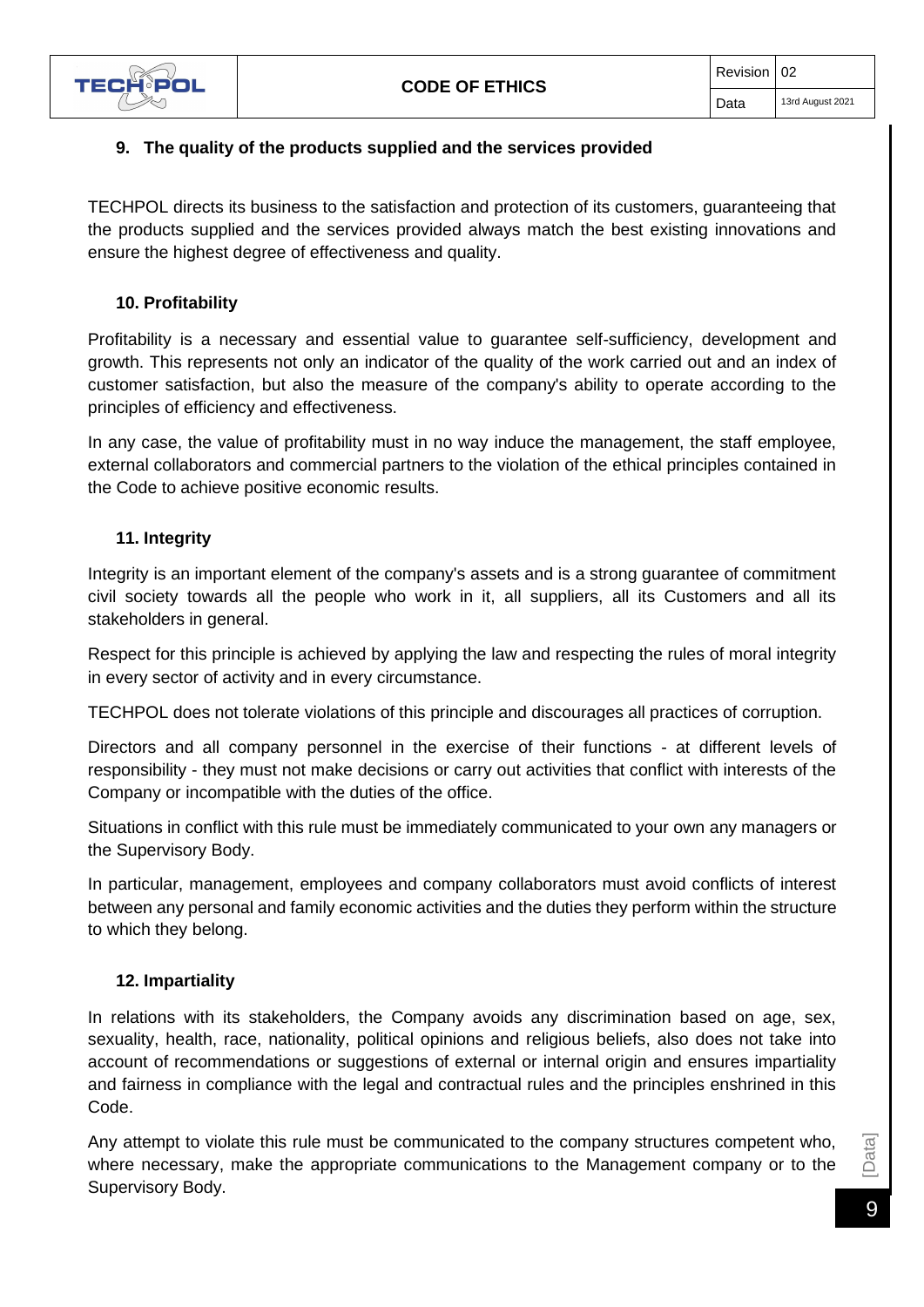## 9. The quality of the products supplied and the services provided

TECHPOL directs its business to the satisfaction and protection of its customers, guaranteeing that the products supplied and the services provided always match the best existing innovations and ensure the highest degree of effectiveness and quality.

## 10. Profitability

Profitability is a necessary and essential value to guarantee self-sufficiency, development and growth. This represents not only an indicator of the quality of the work carried out and an index of customer satisfaction, but also the measure of the company's ability to operate according to the principles of efficiency and effectiveness.

In any case, the value of profitability must in no way induce the management, the staff employee, external collaborators and commercial partners to the violation of the ethical principles contained in the Code to achieve positive economic results.

## 11. Integrity

Integrity is an important element of the company's assets and is a strong guarantee of commitment civil society towards all the people who work in it, all suppliers, all its Customers and all its stakeholders in general.

Respect for this principle is achieved by applying the law and respecting the rules of moral integrity in every sector of activity and in every circumstance.

TECHPOL does not tolerate violations of this principle and discourages all practices of corruption.

Directors and all company personnel in the exercise of their functions - at different levels of responsibility - they must not make decisions or carry out activities that conflict with interests of the Company or incompatible with the duties of the office.

Situations in conflict with this rule must be immediately communicated to your own any managers or the Supervisory Body.

In particular, management, employees and company collaborators must avoid conflicts of interest between any personal and family economic activities and the duties they perform within the structure to which they belong.

## 12. Impartiality

In relations with its stakeholders, the Company avoids any discrimination based on age, sex, sexuality, health, race, nationality, political opinions and religious beliefs, also does not take into account of recommendations or suggestions of external or internal origin and ensures impartiality and fairness in compliance with the legal and contractual rules and the principles enshrined in this Code.

Any attempt to violate this rule must be communicated to the company structures competent who, where necessary, make the appropriate communications to the Management company or to the Supervisory Body.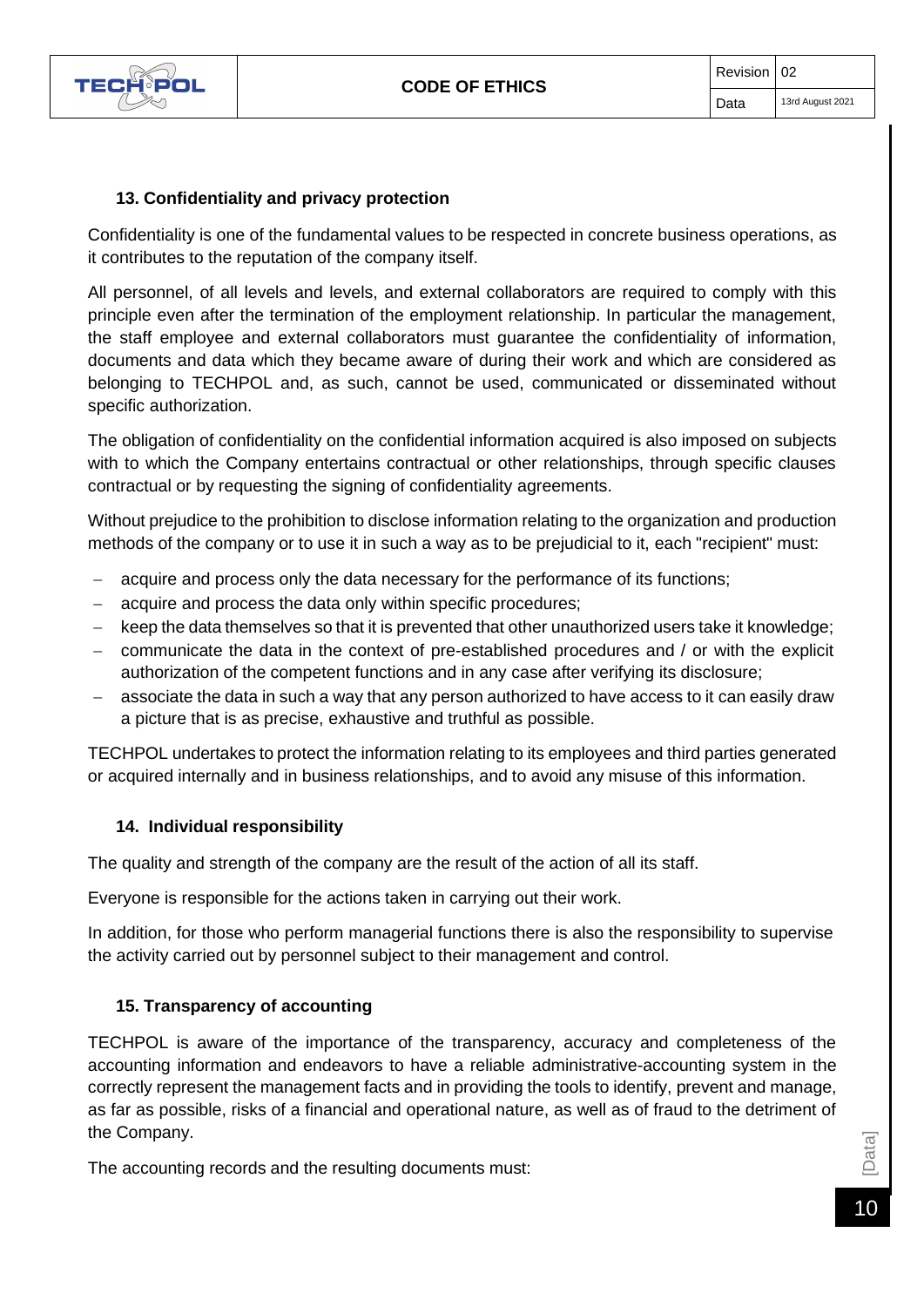## 13. Confidentiality and privacy protection

Confidentiality is one of the fundamental values to be respected in concrete business operations, as it contributes to the reputation of the company itself.

All personnel, of all levels and levels, and external collaborators are required to comply with this principle even after the termination of the employment relationship. In particular the management, the staff employee and external collaborators must guarantee the confidentiality of information, documents and data which they became aware of during their work and which are considered as belonging to TECHPOL and, as such, cannot be used, communicated or disseminated without specific authorization.

The obligation of confidentiality on the confidential information acquired is also imposed on subjects with to which the Company entertains contractual or other relationships, through specific clauses contractual or by requesting the signing of confidentiality agreements.

Without prejudice to the prohibition to disclose information relating to the organization and production methods of the company or to use it in such a way as to be prejudicial to it, each "recipient" must:

- acquire and process only the data necessary for the performance of its functions;
- acquire and process the data only within specific procedures;
- keep the data themselves so that it is prevented that other unauthorized users take it knowledge;
- communicate the data in the context of pre-established procedures and / or with the explicit authorization of the competent functions and in any case after verifying its disclosure;
- associate the data in such a way that any person authorized to have access to it can easily draw a picture that is as precise, exhaustive and truthful as possible.

TECHPOL undertakes to protect the information relating to its employees and third parties generated or acquired internally and in business relationships, and to avoid any misuse of this information.

## 14. Individual responsibility

The quality and strength of the company are the result of the action of all its staff.

Everyone is responsible for the actions taken in carrying out their work.

In addition, for those who perform managerial functions there is also the responsibility to supervise the activity carried out by personnel subject to their management and control.

## 15. Transparency of accounting

TECHPOL is aware of the importance of the transparency, accuracy and completeness of the accounting information and endeavors to have a reliable administrative-accounting system in the correctly represent the management facts and in providing the tools to identify, prevent and manage, as far as possible, risks of a financial and operational nature, as well as of fraud to the detriment of the Company.

The accounting records and the resulting documents must: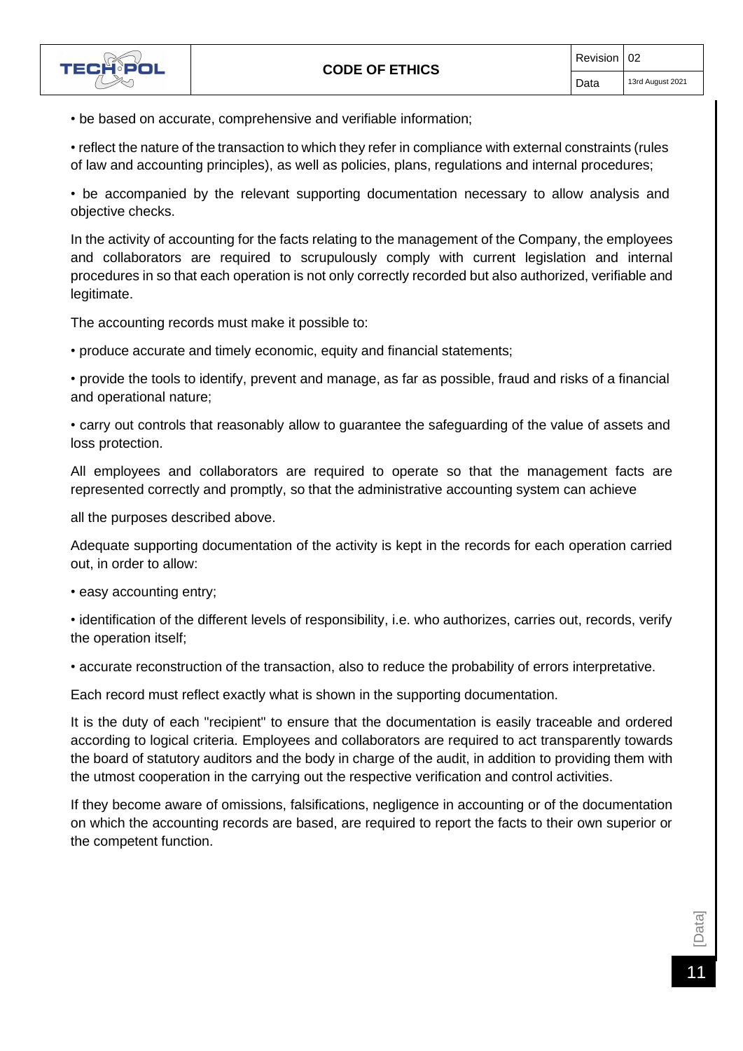- be based on accurate, comprehensive and verifiable information;
- reflect the nature of the transaction to which they refer in compliance with external constraints (rules of law and accounting principles), as well as policies, plans, regulations and internal procedures;
- be accompanied by the relevant supporting documentation necessary to allow analysis and objective checks.

In the activity of accounting for the facts relating to the management of the Company, the employees and collaborators are required to scrupulously comply with current legislation and internal procedures in so that each operation is not only correctly recorded but also authorized, verifiable and legitimate.

The accounting records must make it possible to:

- produce accurate and timely economic, equity and financial statements;
- provide the tools to identify, prevent and manage, as far as possible, fraud and risks of a financial and operational nature;
- carry out controls that reasonably allow to guarantee the safeguarding of the value of assets and loss protection.

All employees and collaborators are required to operate so that the management facts are represented correctly and promptly, so that the administrative accounting system can achieve

all the purposes described above.

Adequate supporting documentation of the activity is kept in the records for each operation carried out, in order to allow:

- easy accounting entry;
- identification of the different levels of responsibility, i.e. who authorizes, carries out, records, verify the operation itself;
- accurate reconstruction of the transaction, also to reduce the probability of errors interpretative.

Each record must reflect exactly what is shown in the supporting documentation.

It is the duty of each "recipient" to ensure that the documentation is easily traceable and ordered according to logical criteria. Employees and collaborators are required to act transparently towards the board of statutory auditors and the body in charge of the audit, in addition to providing them with the utmost cooperation in the carrying out the respective verification and control activities.

If they become aware of omissions, falsifications, negligence in accounting or of the documentation on which the accounting records are based, are required to report the facts to their own superior or the competent function.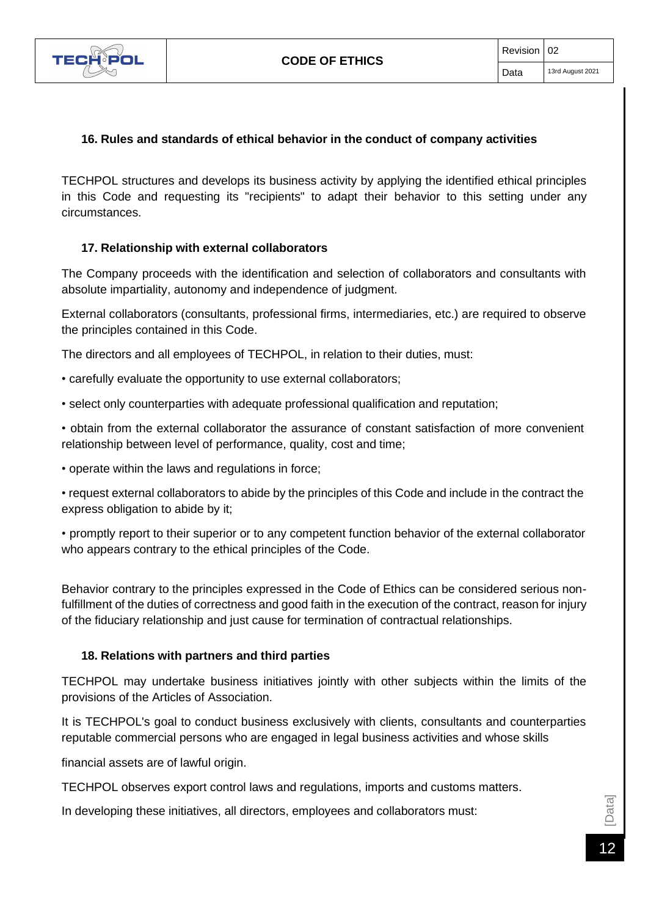### 16. Rules and standards of ethical behavior in the conduct of company activities

TECHPOL structures and develops its business activity by applying the identified ethical principles in this Code and requesting its "recipients" to adapt their behavior to this setting under any circumstances.

### 17. Relationship with external collaborators

The Company proceeds with the identification and selection of collaborators and consultants with absolute impartiality, autonomy and independence of judgment.

External collaborators (consultants, professional firms, intermediaries, etc.) are required to observe the principles contained in this Code.

The directors and all employees of TECHPOL, in relation to their duties, must:

- carefully evaluate the opportunity to use external collaborators;
- select only counterparties with adequate professional qualification and reputation;
- obtain from the external collaborator the assurance of constant satisfaction of more convenient relationship between level of performance, quality, cost and time;
- operate within the laws and regulations in force;
- request external collaborators to abide by the principles of this Code and include in the contract the express obligation to abide by it;
- promptly report to their superior or to any competent function behavior of the external collaborator who appears contrary to the ethical principles of the Code.

Behavior contrary to the principles expressed in the Code of Ethics can be considered serious non-fulfillment of the duties of correctness and good faith in the execution of the contract, reason for injury of the fiduciary relationship and just cause for termination of contractual relationships.

### 18. Relations with partners and third parties

TECHPOL may undertake business initiatives jointly with other subjects within the limits of the provisions of the Articles of Association.

It is TECHPOL's goal to conduct business exclusively with clients, consultants and counterparties reputable commercial persons who are engaged in legal business activities and whose skills

financial assets are of lawful origin.

TECHPOL observes export control laws and regulations, imports and customs matters.

In developing these initiatives, all directors, employees and collaborators must: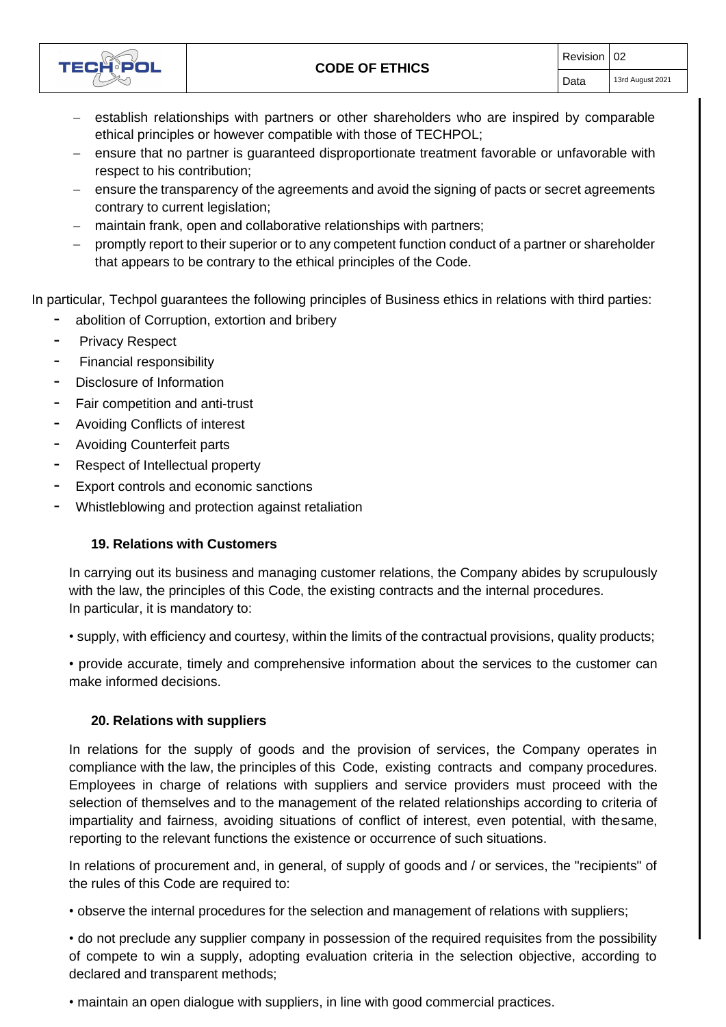- establish relationships with partners or other shareholders who are inspired by comparable ethical principles or however compatible with those of TECHPOL;
- ensure that no partner is guaranteed disproportionate treatment favorable or unfavorable with respect to his contribution;
- ensure the transparency of the agreements and avoid the signing of pacts or secret agreements contrary to current legislation;
- maintain frank, open and collaborative relationships with partners;
- promptly report to their superior or to any competent function conduct of a partner or shareholder that appears to be contrary to the ethical principles of the Code.

In particular, Techpol guarantees the following principles of Business ethics in relations with third parties:

- abolition of Corruption, extortion and bribery
- Privacy Respect
- Financial responsibility
- Disclosure of Information
- Fair competition and anti-trust
- Avoiding Conflicts of interest
- Avoiding Counterfeit parts
- Respect of Intellectual property
- Export controls and economic sanctions
- Whistleblowing and protection against retaliation

### 19. Relations with Customers

In carrying out its business and managing customer relations, the Company abides by scrupulously with the law, the principles of this Code, the existing contracts and the internal procedures.
In particular, it is mandatory to:

• supply, with efficiency and courtesy, within the limits of the contractual provisions, quality products;

• provide accurate, timely and comprehensive information about the services to the customer can make informed decisions.

### 20. Relations with suppliers

In relations for the supply of goods and the provision of services, the Company operates in compliance with the law, the principles of this Code, existing contracts and company procedures. Employees in charge of relations with suppliers and service providers must proceed with the selection of themselves and to the management of the related relationships according to criteria of impartiality and fairness, avoiding situations of conflict of interest, even potential, with thesame, reporting to the relevant functions the existence or occurrence of such situations.

In relations of procurement and, in general, of supply of goods and / or services, the "recipients" of the rules of this Code are required to:

• observe the internal procedures for the selection and management of relations with suppliers;

• do not preclude any supplier company in possession of the required requisites from the possibility of compete to win a supply, adopting evaluation criteria in the selection objective, according to declared and transparent methods;

• maintain an open dialogue with suppliers, in line with good commercial practices.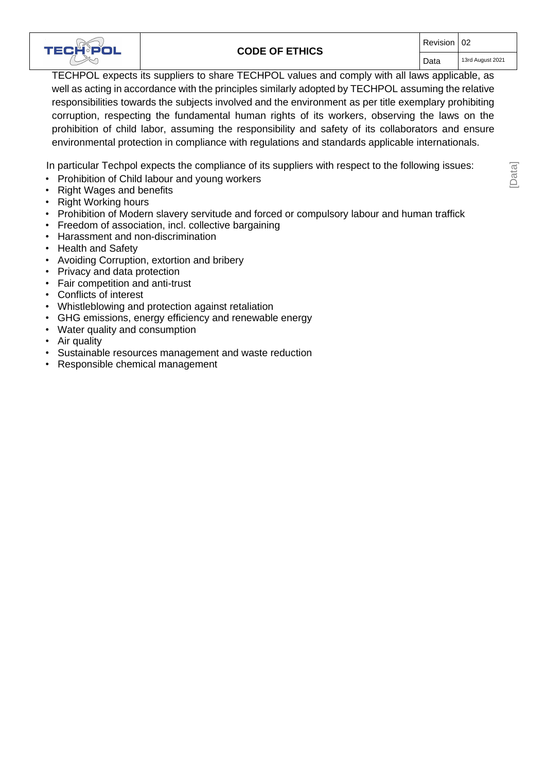TECHPOL expects its suppliers to share TECHPOL values and comply with all laws applicable, as well as acting in accordance with the principles similarly adopted by TECHPOL assuming the relative responsibilities towards the subjects involved and the environment as per title exemplary prohibiting corruption, respecting the fundamental human rights of its workers, observing the laws on the prohibition of child labor, assuming the responsibility and safety of its collaborators and ensure environmental protection in compliance with regulations and standards applicable internationals.

In particular Techpol expects the compliance of its suppliers with respect to the following issues:

- Prohibition of Child labour and young workers
- Right Wages and benefits
- Right Working hours
- Prohibition of Modern slavery servitude and forced or compulsory labour and human traffick
- Freedom of association, incl. collective bargaining
- Harassment and non-discrimination
- Health and Safety
- Avoiding Corruption, extortion and bribery
- Privacy and data protection
- Fair competition and anti-trust
- Conflicts of interest
- Whistleblowing and protection against retaliation
- GHG emissions, energy efficiency and renewable energy
- Water quality and consumption
- Air quality
- Sustainable resources management and waste reduction
- Responsible chemical management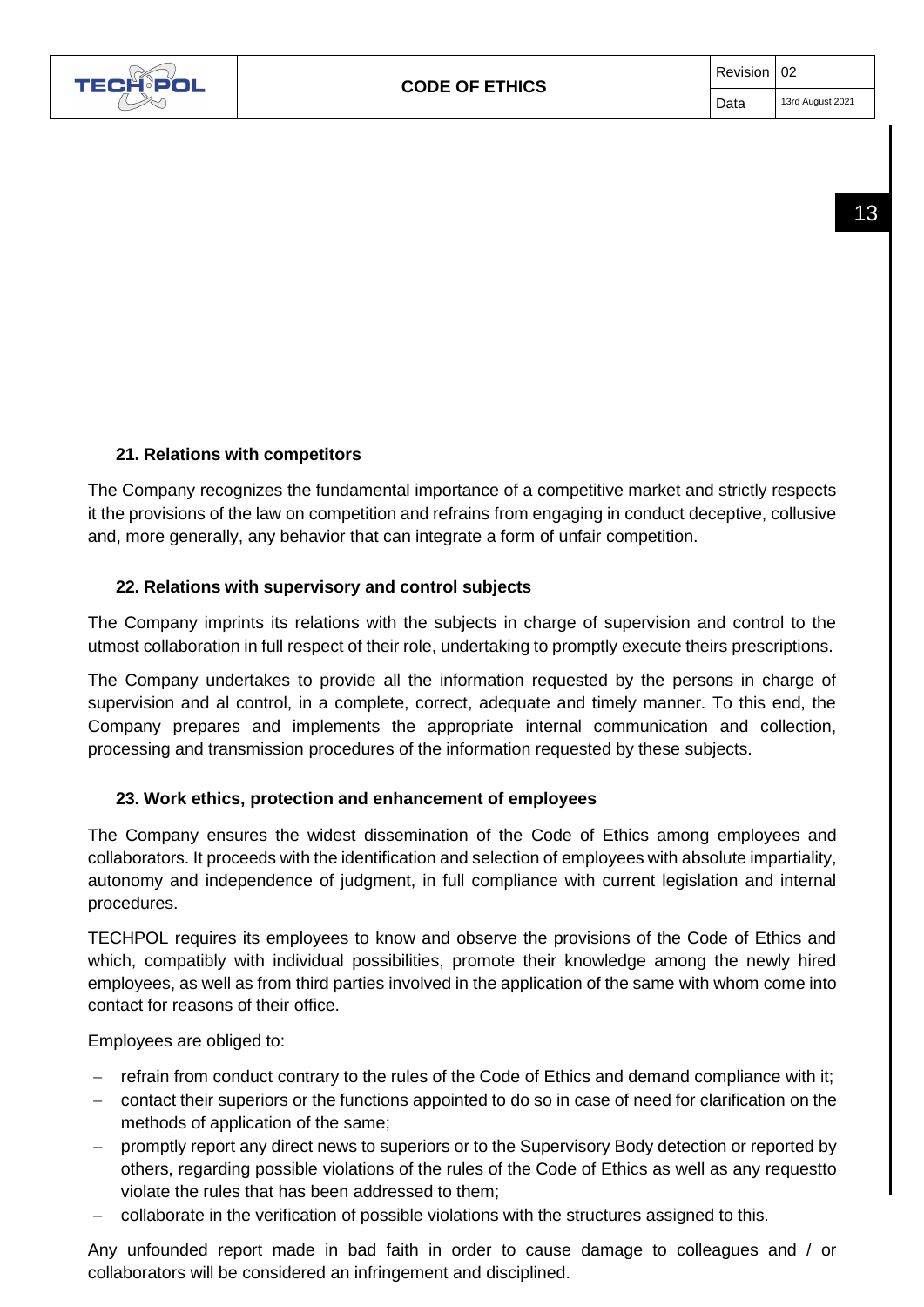## 21. Relations with competitors

The Company recognizes the fundamental importance of a competitive market and strictly respects it the provisions of the law on competition and refrains from engaging in conduct deceptive, collusive and, more generally, any behavior that can integrate a form of unfair competition.

## 22. Relations with supervisory and control subjects

The Company imprints its relations with the subjects in charge of supervision and control to the utmost collaboration in full respect of their role, undertaking to promptly execute theirs prescriptions.

The Company undertakes to provide all the information requested by the persons in charge of supervision and al control, in a complete, correct, adequate and timely manner. To this end, the Company prepares and implements the appropriate internal communication and collection, processing and transmission procedures of the information requested by these subjects.

## 23. Work ethics, protection and enhancement of employees

The Company ensures the widest dissemination of the Code of Ethics among employees and collaborators. It proceeds with the identification and selection of employees with absolute impartiality, autonomy and independence of judgment, in full compliance with current legislation and internal procedures.

TECHPOL requires its employees to know and observe the provisions of the Code of Ethics and which, compatibly with individual possibilities, promote their knowledge among the newly hired employees, as well as from third parties involved in the application of the same with whom come into contact for reasons of their office.

Employees are obliged to:

- refrain from conduct contrary to the rules of the Code of Ethics and demand compliance with it;
- contact their superiors or the functions appointed to do so in case of need for clarification on the methods of application of the same;
- promptly report any direct news to superiors or to the Supervisory Body detection or reported by others, regarding possible violations of the rules of the Code of Ethics as well as any requestto violate the rules that has been addressed to them;
- collaborate in the verification of possible violations with the structures assigned to this.

Any unfounded report made in bad faith in order to cause damage to colleagues and / or collaborators will be considered an infringement and disciplined.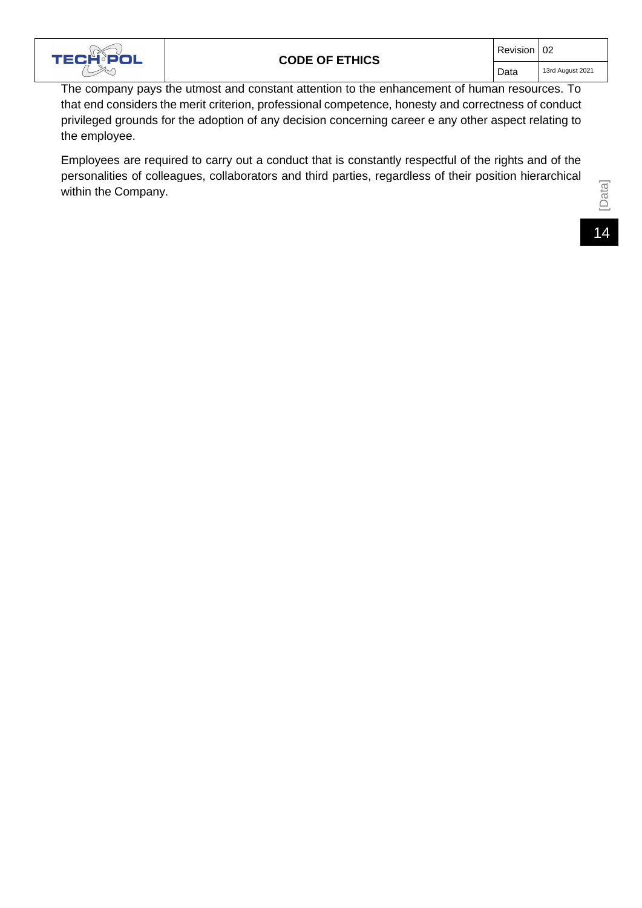The company pays the utmost and constant attention to the enhancement of human resources. To that end considers the merit criterion, professional competence, honesty and correctness of conduct privileged grounds for the adoption of any decision concerning career e any other aspect relating to the employee.

Employees are required to carry out a conduct that is constantly respectful of the rights and of the personalities of colleagues, collaborators and third parties, regardless of their position hierarchical within the Company.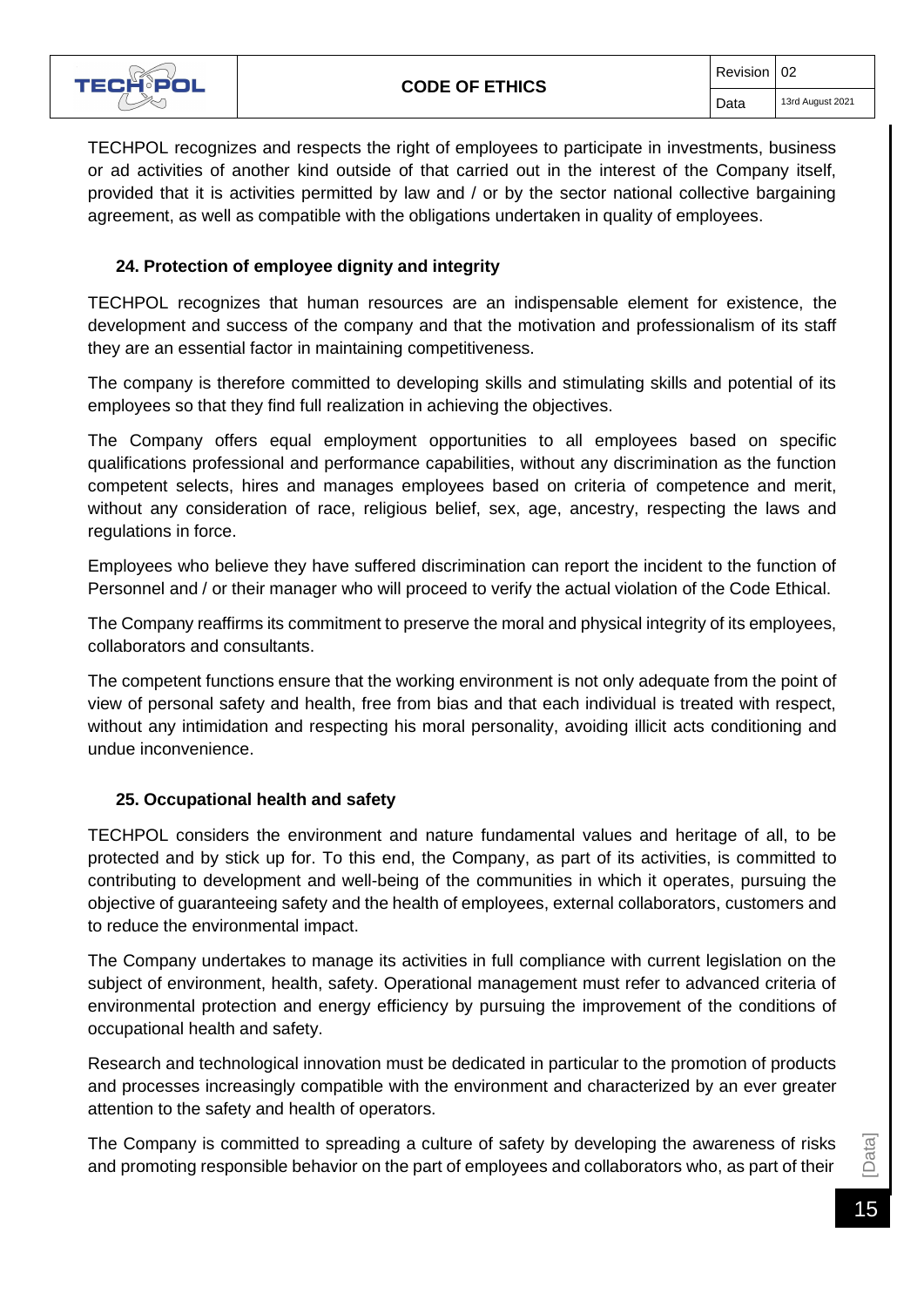TECHPOL recognizes and respects the right of employees to participate in investments, business or ad activities of another kind outside of that carried out in the interest of the Company itself, provided that it is activities permitted by law and / or by the sector national collective bargaining agreement, as well as compatible with the obligations undertaken in quality of employees.

### 24. Protection of employee dignity and integrity

TECHPOL recognizes that human resources are an indispensable element for existence, the development and success of the company and that the motivation and professionalism of its staff they are an essential factor in maintaining competitiveness.

The company is therefore committed to developing skills and stimulating skills and potential of its employees so that they find full realization in achieving the objectives.

The Company offers equal employment opportunities to all employees based on specific qualifications professional and performance capabilities, without any discrimination as the function competent selects, hires and manages employees based on criteria of competence and merit, without any consideration of race, religious belief, sex, age, ancestry, respecting the laws and regulations in force.

Employees who believe they have suffered discrimination can report the incident to the function of Personnel and / or their manager who will proceed to verify the actual violation of the Code Ethical.

The Company reaffirms its commitment to preserve the moral and physical integrity of its employees, collaborators and consultants.

The competent functions ensure that the working environment is not only adequate from the point of view of personal safety and health, free from bias and that each individual is treated with respect, without any intimidation and respecting his moral personality, avoiding illicit acts conditioning and undue inconvenience.

### 25. Occupational health and safety

TECHPOL considers the environment and nature fundamental values and heritage of all, to be protected and by stick up for. To this end, the Company, as part of its activities, is committed to contributing to development and well-being of the communities in which it operates, pursuing the objective of guaranteeing safety and the health of employees, external collaborators, customers and to reduce the environmental impact.

The Company undertakes to manage its activities in full compliance with current legislation on the subject of environment, health, safety. Operational management must refer to advanced criteria of environmental protection and energy efficiency by pursuing the improvement of the conditions of occupational health and safety.

Research and technological innovation must be dedicated in particular to the promotion of products and processes increasingly compatible with the environment and characterized by an ever greater attention to the safety and health of operators.

The Company is committed to spreading a culture of safety by developing the awareness of risks and promoting responsible behavior on the part of employees and collaborators who, as part of their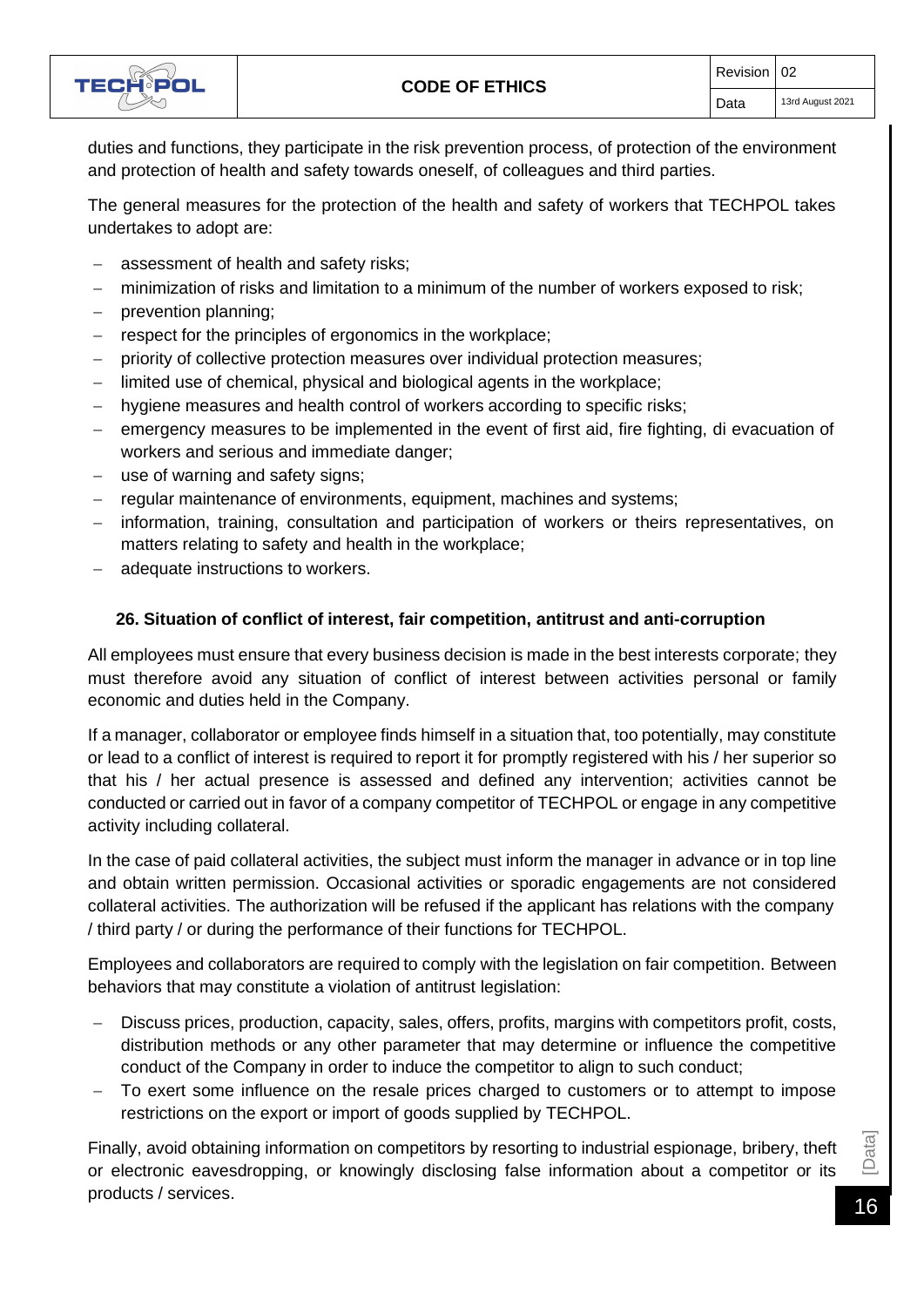duties and functions, they participate in the risk prevention process, of protection of the environment and protection of health and safety towards oneself, of colleagues and third parties.

The general measures for the protection of the health and safety of workers that TECHPOL takes undertakes to adopt are:

- assessment of health and safety risks;
- minimization of risks and limitation to a minimum of the number of workers exposed to risk;
- prevention planning;
- respect for the principles of ergonomics in the workplace;
- priority of collective protection measures over individual protection measures;
- limited use of chemical, physical and biological agents in the workplace;
- hygiene measures and health control of workers according to specific risks;
- emergency measures to be implemented in the event of first aid, fire fighting, di evacuation of workers and serious and immediate danger;
- use of warning and safety signs;
- regular maintenance of environments, equipment, machines and systems;
- information, training, consultation and participation of workers or theirs representatives, on matters relating to safety and health in the workplace;
- adequate instructions to workers.

## 26. Situation of conflict of interest, fair competition, antitrust and anti-corruption

All employees must ensure that every business decision is made in the best interests corporate; they must therefore avoid any situation of conflict of interest between activities personal or family economic and duties held in the Company.

If a manager, collaborator or employee finds himself in a situation that, too potentially, may constitute or lead to a conflict of interest is required to report it for promptly registered with his / her superior so that his / her actual presence is assessed and defined any intervention; activities cannot be conducted or carried out in favor of a company competitor of TECHPOL or engage in any competitive activity including collateral.

In the case of paid collateral activities, the subject must inform the manager in advance or in top line and obtain written permission. Occasional activities or sporadic engagements are not considered collateral activities. The authorization will be refused if the applicant has relations with the company / third party / or during the performance of their functions for TECHPOL.

Employees and collaborators are required to comply with the legislation on fair competition. Between behaviors that may constitute a violation of antitrust legislation:

- Discuss prices, production, capacity, sales, offers, profits, margins with competitors profit, costs, distribution methods or any other parameter that may determine or influence the competitive conduct of the Company in order to induce the competitor to align to such conduct;
- To exert some influence on the resale prices charged to customers or to attempt to impose restrictions on the export or import of goods supplied by TECHPOL.

Finally, avoid obtaining information on competitors by resorting to industrial espionage, bribery, theft or electronic eavesdropping, or knowingly disclosing false information about a competitor or its products / services.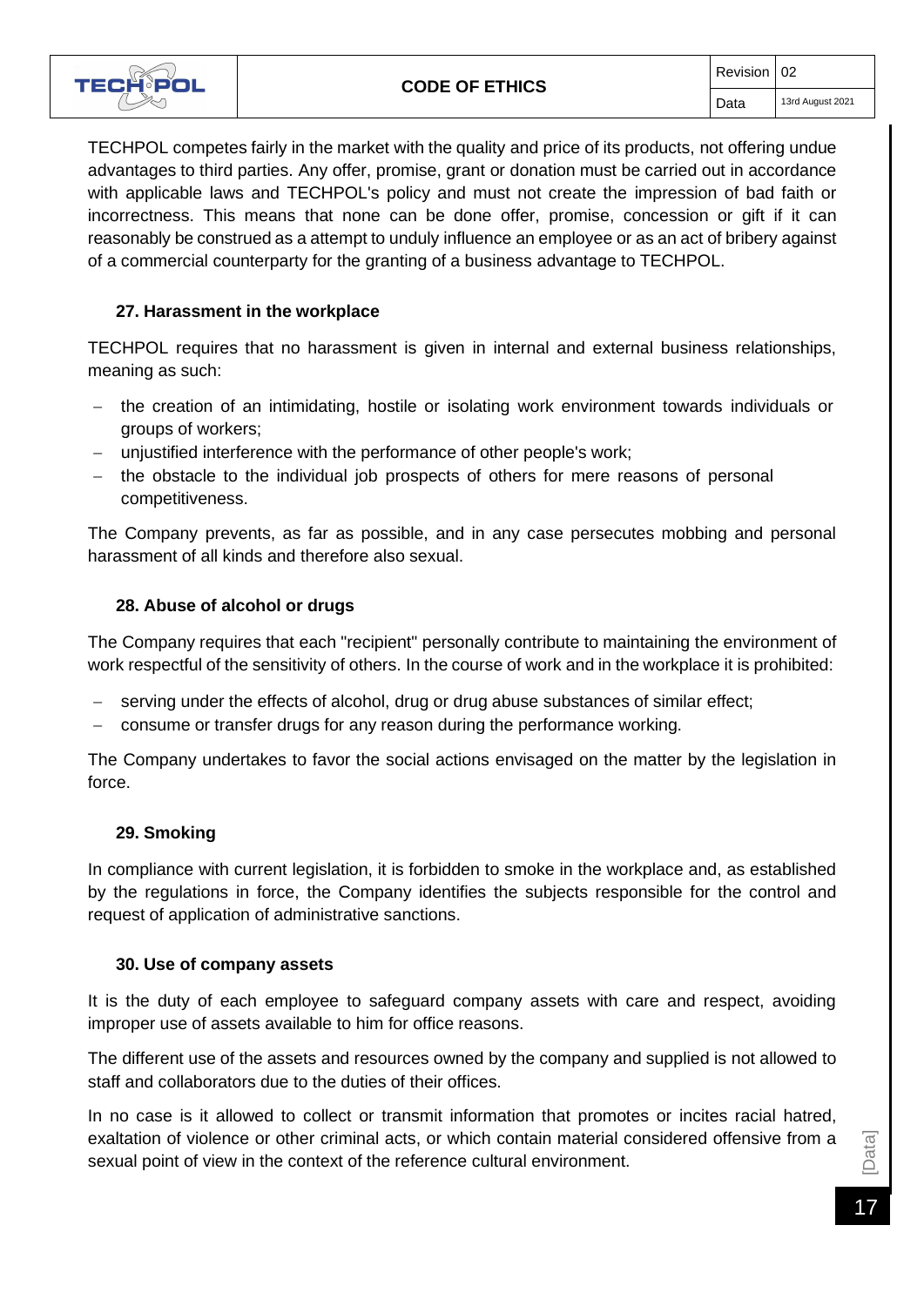TECHPOL competes fairly in the market with the quality and price of its products, not offering undue advantages to third parties. Any offer, promise, grant or donation must be carried out in accordance with applicable laws and TECHPOL's policy and must not create the impression of bad faith or incorrectness. This means that none can be done offer, promise, concession or gift if it can reasonably be construed as a attempt to unduly influence an employee or as an act of bribery against of a commercial counterparty for the granting of a business advantage to TECHPOL.

### 27. Harassment in the workplace

TECHPOL requires that no harassment is given in internal and external business relationships, meaning as such:

- the creation of an intimidating, hostile or isolating work environment towards individuals or groups of workers;
- unjustified interference with the performance of other people's work;
- the obstacle to the individual job prospects of others for mere reasons of personal competitiveness.

The Company prevents, as far as possible, and in any case persecutes mobbing and personal harassment of all kinds and therefore also sexual.

### 28. Abuse of alcohol or drugs

The Company requires that each "recipient" personally contribute to maintaining the environment of work respectful of the sensitivity of others. In the course of work and in the workplace it is prohibited:

- serving under the effects of alcohol, drug or drug abuse substances of similar effect;
- consume or transfer drugs for any reason during the performance working.

The Company undertakes to favor the social actions envisaged on the matter by the legislation in force.

### 29. Smoking

In compliance with current legislation, it is forbidden to smoke in the workplace and, as established by the regulations in force, the Company identifies the subjects responsible for the control and request of application of administrative sanctions.

### 30. Use of company assets

It is the duty of each employee to safeguard company assets with care and respect, avoiding improper use of assets available to him for office reasons.

The different use of the assets and resources owned by the company and supplied is not allowed to staff and collaborators due to the duties of their offices.

In no case is it allowed to collect or transmit information that promotes or incites racial hatred, exaltation of violence or other criminal acts, or which contain material considered offensive from a sexual point of view in the context of the reference cultural environment.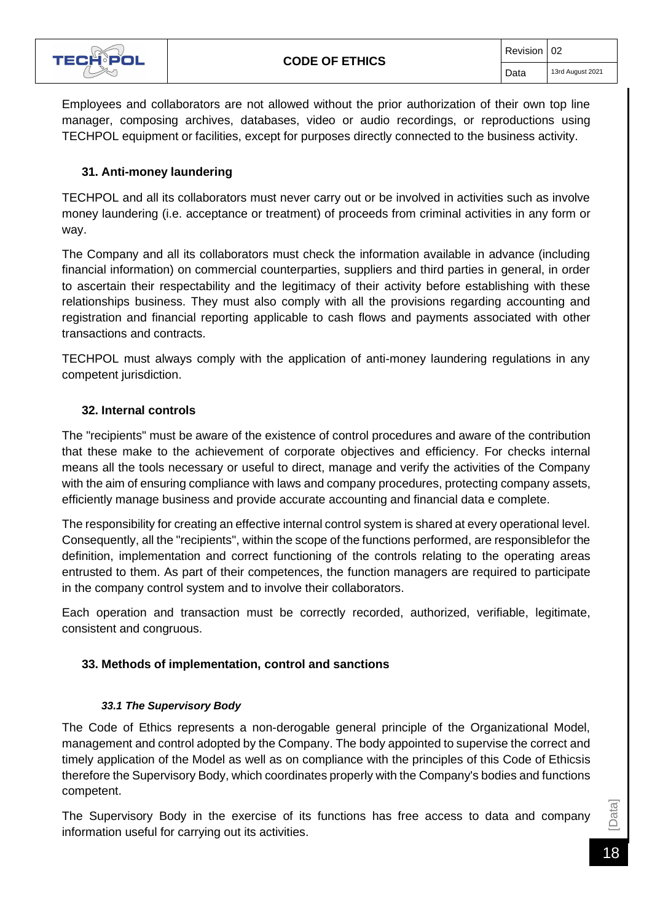Employees and collaborators are not allowed without the prior authorization of their own top line manager, composing archives, databases, video or audio recordings, or reproductions using TECHPOL equipment or facilities, except for purposes directly connected to the business activity.

## 31. Anti-money laundering

TECHPOL and all its collaborators must never carry out or be involved in activities such as involve money laundering (i.e. acceptance or treatment) of proceeds from criminal activities in any form or way.

The Company and all its collaborators must check the information available in advance (including financial information) on commercial counterparties, suppliers and third parties in general, in order to ascertain their respectability and the legitimacy of their activity before establishing with these relationships business. They must also comply with all the provisions regarding accounting and registration and financial reporting applicable to cash flows and payments associated with other transactions and contracts.

TECHPOL must always comply with the application of anti-money laundering regulations in any competent jurisdiction.

## 32. Internal controls

The "recipients" must be aware of the existence of control procedures and aware of the contribution that these make to the achievement of corporate objectives and efficiency. For checks internal means all the tools necessary or useful to direct, manage and verify the activities of the Company with the aim of ensuring compliance with laws and company procedures, protecting company assets, efficiently manage business and provide accurate accounting and financial data e complete.

The responsibility for creating an effective internal control system is shared at every operational level. Consequently, all the "recipients", within the scope of the functions performed, are responsiblefor the definition, implementation and correct functioning of the controls relating to the operating areas entrusted to them. As part of their competences, the function managers are required to participate in the company control system and to involve their collaborators.

Each operation and transaction must be correctly recorded, authorized, verifiable, legitimate, consistent and congruous.

## 33. Methods of implementation, control and sanctions

### *33.1 The Supervisory Body*

The Code of Ethics represents a non-derogable general principle of the Organizational Model, management and control adopted by the Company. The body appointed to supervise the correct and timely application of the Model as well as on compliance with the principles of this Code of Ethicsis therefore the Supervisory Body, which coordinates properly with the Company's bodies and functions competent.

The Supervisory Body in the exercise of its functions has free access to data and company information useful for carrying out its activities.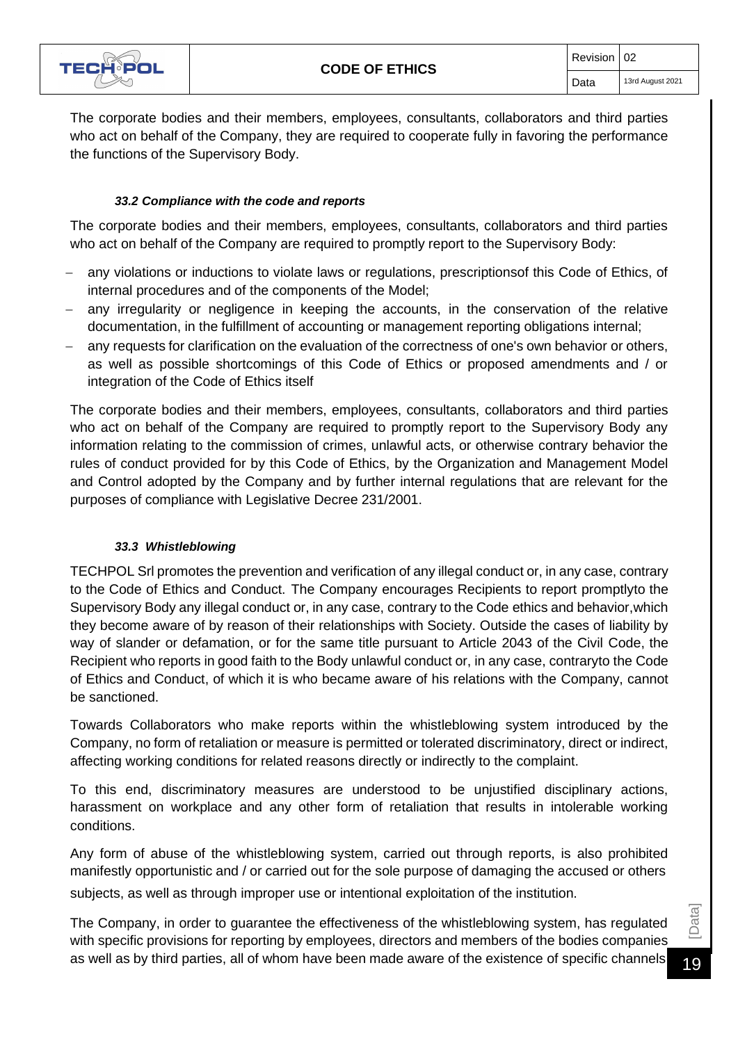The corporate bodies and their members, employees, consultants, collaborators and third parties who act on behalf of the Company, they are required to cooperate fully in favoring the performance the functions of the Supervisory Body.

#### *33.2 Compliance with the code and reports*

The corporate bodies and their members, employees, consultants, collaborators and third parties who act on behalf of the Company are required to promptly report to the Supervisory Body:

- any violations or inductions to violate laws or regulations, prescriptionsof this Code of Ethics, of internal procedures and of the components of the Model;
- any irregularity or negligence in keeping the accounts, in the conservation of the relative documentation, in the fulfillment of accounting or management reporting obligations internal;
- any requests for clarification on the evaluation of the correctness of one's own behavior or others, as well as possible shortcomings of this Code of Ethics or proposed amendments and / or integration of the Code of Ethics itself

The corporate bodies and their members, employees, consultants, collaborators and third parties who act on behalf of the Company are required to promptly report to the Supervisory Body any information relating to the commission of crimes, unlawful acts, or otherwise contrary behavior the rules of conduct provided for by this Code of Ethics, by the Organization and Management Model and Control adopted by the Company and by further internal regulations that are relevant for the purposes of compliance with Legislative Decree 231/2001.

#### *33.3 Whistleblowing*

TECHPOL Srl promotes the prevention and verification of any illegal conduct or, in any case, contrary to the Code of Ethics and Conduct. The Company encourages Recipients to report promptlyto the Supervisory Body any illegal conduct or, in any case, contrary to the Code ethics and behavior,which they become aware of by reason of their relationships with Society. Outside the cases of liability by way of slander or defamation, or for the same title pursuant to Article 2043 of the Civil Code, the Recipient who reports in good faith to the Body unlawful conduct or, in any case, contraryto the Code of Ethics and Conduct, of which it is who became aware of his relations with the Company, cannot be sanctioned.

Towards Collaborators who make reports within the whistleblowing system introduced by the Company, no form of retaliation or measure is permitted or tolerated discriminatory, direct or indirect, affecting working conditions for related reasons directly or indirectly to the complaint.

To this end, discriminatory measures are understood to be unjustified disciplinary actions, harassment on workplace and any other form of retaliation that results in intolerable working conditions.

Any form of abuse of the whistleblowing system, carried out through reports, is also prohibited manifestly opportunistic and / or carried out for the sole purpose of damaging the accused or others subjects, as well as through improper use or intentional exploitation of the institution.

The Company, in order to guarantee the effectiveness of the whistleblowing system, has regulated with specific provisions for reporting by employees, directors and members of the bodies companies as well as by third parties, all of whom have been made aware of the existence of specific channels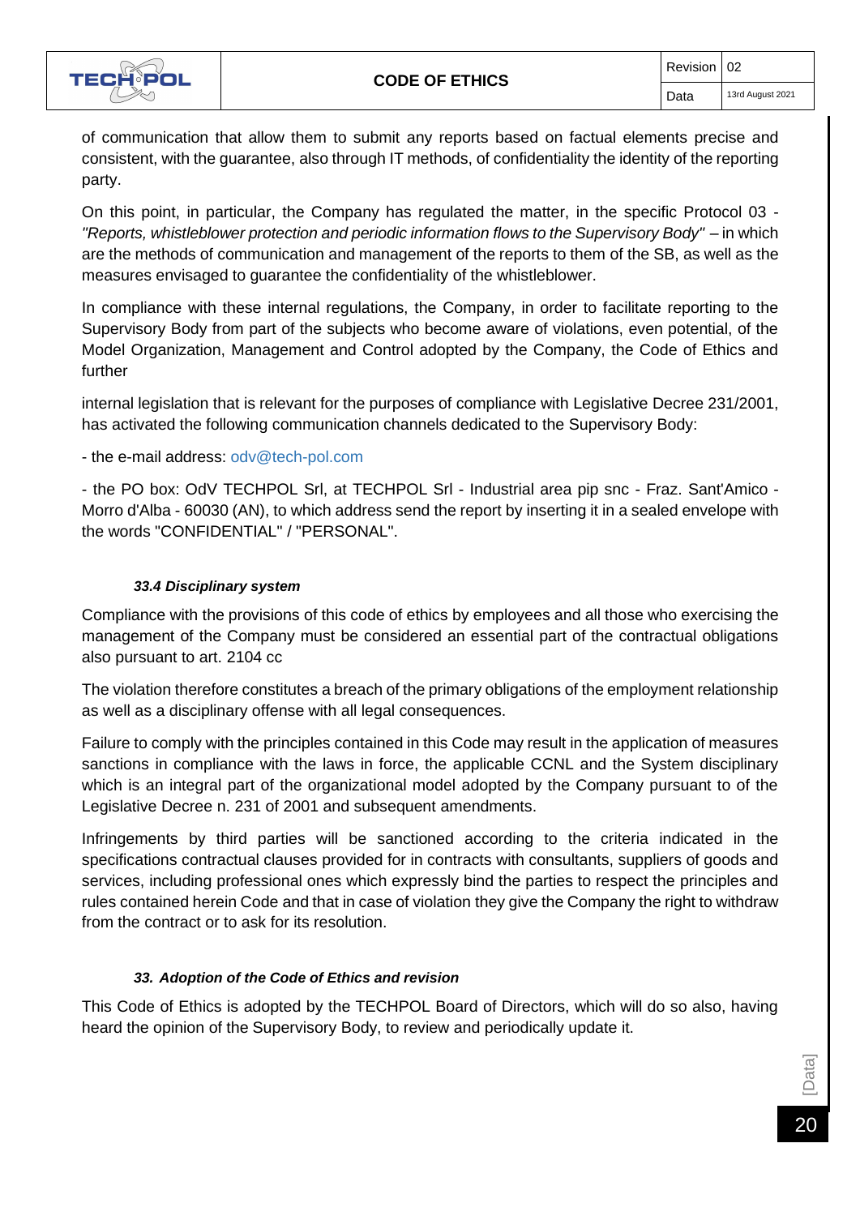of communication that allow them to submit any reports based on factual elements precise and consistent, with the guarantee, also through IT methods, of confidentiality the identity of the reporting party.

On this point, in particular, the Company has regulated the matter, in the specific Protocol 03 - *"Reports, whistleblower protection and periodic information flows to the Supervisory Body"* – in which are the methods of communication and management of the reports to them of the SB, as well as the measures envisaged to guarantee the confidentiality of the whistleblower.

In compliance with these internal regulations, the Company, in order to facilitate reporting to the Supervisory Body from part of the subjects who become aware of violations, even potential, of the Model Organization, Management and Control adopted by the Company, the Code of Ethics and further

internal legislation that is relevant for the purposes of compliance with Legislative Decree 231/2001, has activated the following communication channels dedicated to the Supervisory Body:

- the e-mail address: odv@tech-pol.com

- the PO box: OdV TECHPOL Srl, at TECHPOL Srl - Industrial area pip snc - Fraz. Sant'Amico - Morro d'Alba - 60030 (AN), to which address send the report by inserting it in a sealed envelope with the words "CONFIDENTIAL" / "PERSONAL".

#### *33.4 Disciplinary system*

Compliance with the provisions of this code of ethics by employees and all those who exercising the management of the Company must be considered an essential part of the contractual obligations also pursuant to art. 2104 cc

The violation therefore constitutes a breach of the primary obligations of the employment relationship as well as a disciplinary offense with all legal consequences.

Failure to comply with the principles contained in this Code may result in the application of measures sanctions in compliance with the laws in force, the applicable CCNL and the System disciplinary which is an integral part of the organizational model adopted by the Company pursuant to of the Legislative Decree n. 231 of 2001 and subsequent amendments.

Infringements by third parties will be sanctioned according to the criteria indicated in the specifications contractual clauses provided for in contracts with consultants, suppliers of goods and services, including professional ones which expressly bind the parties to respect the principles and rules contained herein Code and that in case of violation they give the Company the right to withdraw from the contract or to ask for its resolution.

### *33. Adoption of the Code of Ethics and revision*

This Code of Ethics is adopted by the TECHPOL Board of Directors, which will do so also, having heard the opinion of the Supervisory Body, to review and periodically update it.